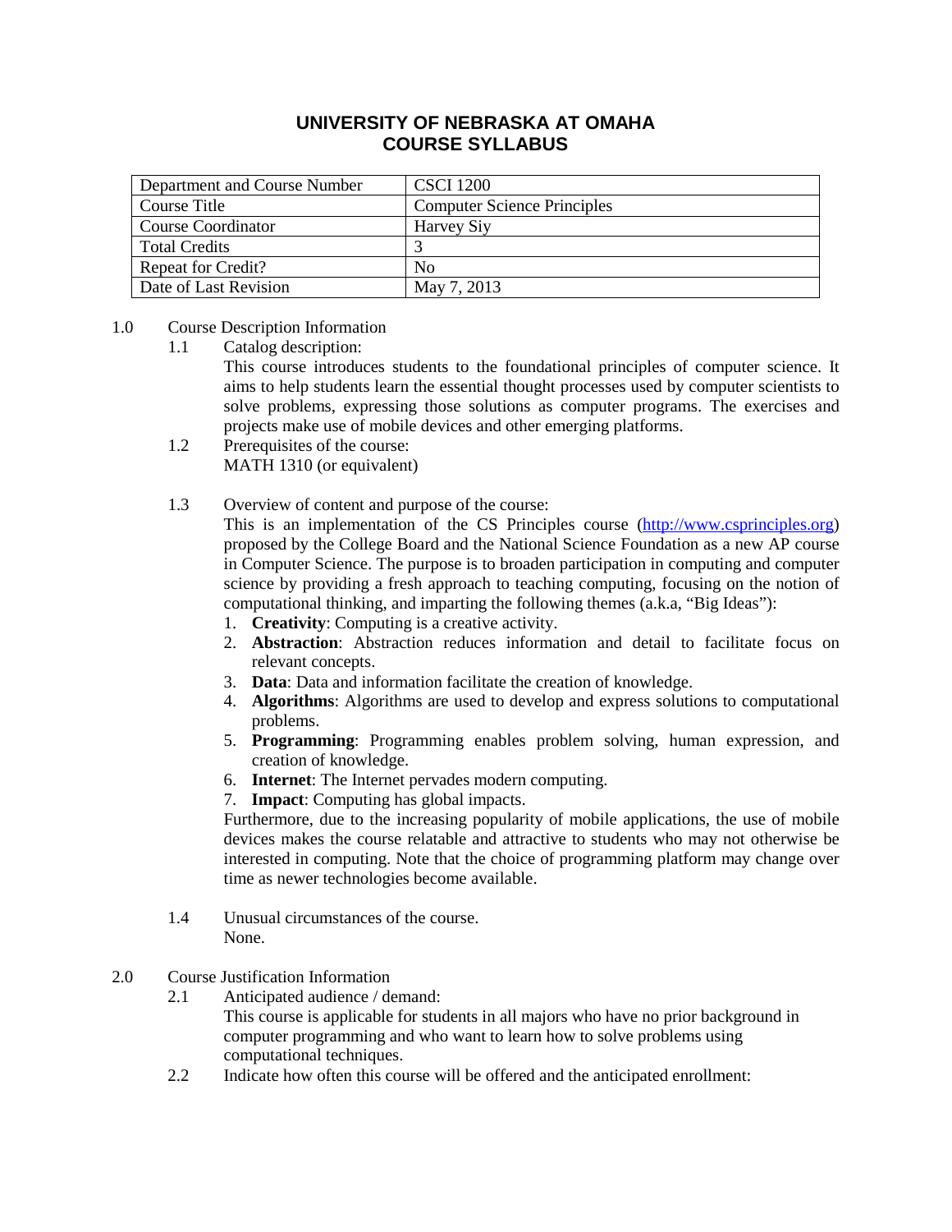# UNIVERSITY OF NEBRASKA AT OMAHA
# COURSE SYLLABUS

| Department and Course Number | CSCI 1200 |
|---|---|
| Course Title | Computer Science Principles |
| Course Coordinator | Harvey Siy |
| Total Credits | 3 |
| Repeat for Credit? | No |
| Date of Last Revision | May 7, 2013 |

1.0 Course Description Information

1.1 Catalog description:

This course introduces students to the foundational principles of computer science. It aims to help students learn the essential thought processes used by computer scientists to solve problems, expressing those solutions as computer programs. The exercises and projects make use of mobile devices and other emerging platforms.

1.2 Prerequisites of the course:

MATH 1310 (or equivalent)

1.3 Overview of content and purpose of the course:

This is an implementation of the CS Principles course (http://www.csprinciples.org) proposed by the College Board and the National Science Foundation as a new AP course in Computer Science. The purpose is to broaden participation in computing and computer science by providing a fresh approach to teaching computing, focusing on the notion of computational thinking, and imparting the following themes (a.k.a, "Big Ideas"):

1. **Creativity**: Computing is a creative activity.
2. **Abstraction**: Abstraction reduces information and detail to facilitate focus on relevant concepts.
3. **Data**: Data and information facilitate the creation of knowledge.
4. **Algorithms**: Algorithms are used to develop and express solutions to computational problems.
5. **Programming**: Programming enables problem solving, human expression, and creation of knowledge.
6. **Internet**: The Internet pervades modern computing.
7. **Impact**: Computing has global impacts.

Furthermore, due to the increasing popularity of mobile applications, the use of mobile devices makes the course relatable and attractive to students who may not otherwise be interested in computing. Note that the choice of programming platform may change over time as newer technologies become available.

1.4 Unusual circumstances of the course.

None.

2.0 Course Justification Information

2.1 Anticipated audience / demand:

This course is applicable for students in all majors who have no prior background in computer programming and who want to learn how to solve problems using computational techniques.

2.2 Indicate how often this course will be offered and the anticipated enrollment: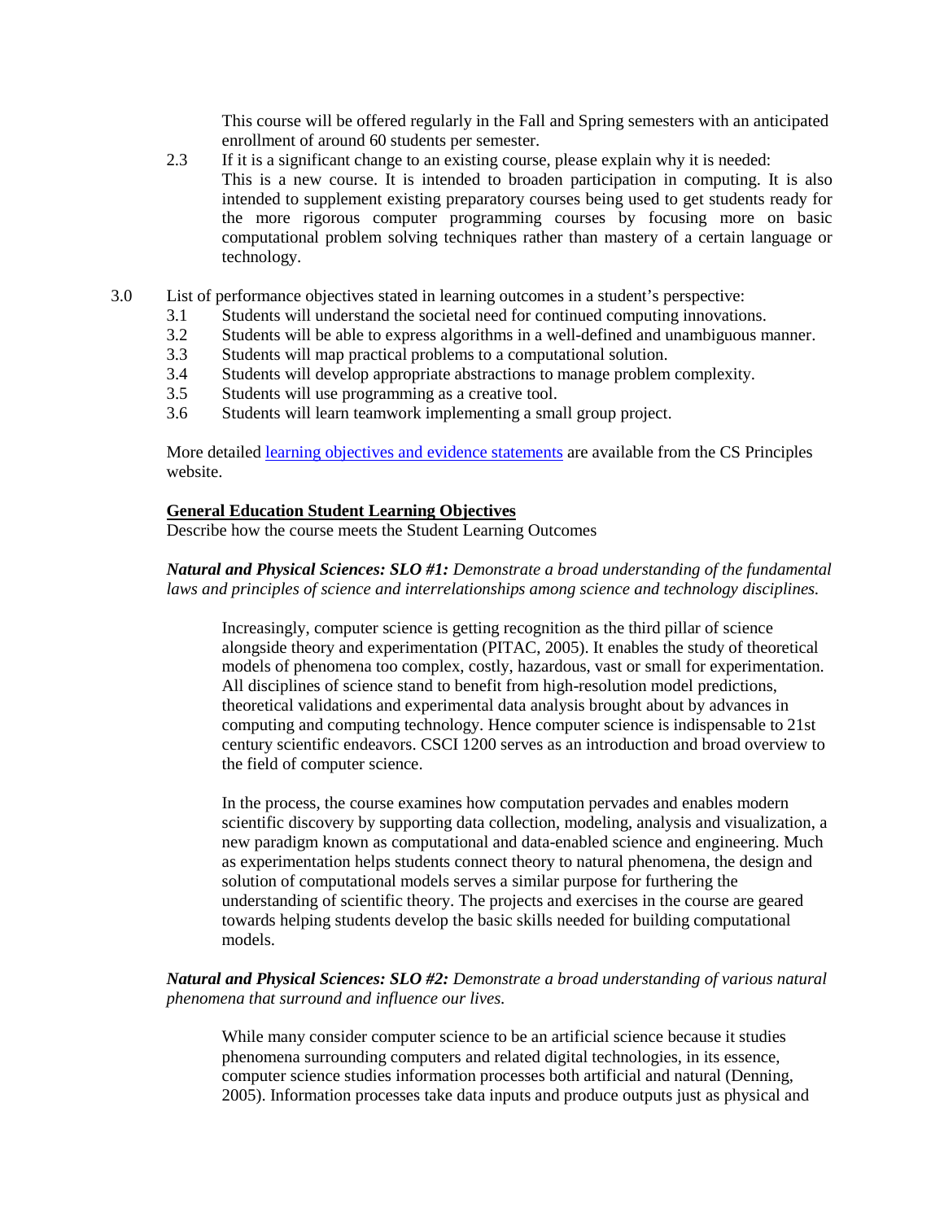This course will be offered regularly in the Fall and Spring semesters with an anticipated enrollment of around 60 students per semester.

2.3 If it is a significant change to an existing course, please explain why it is needed:
This is a new course. It is intended to broaden participation in computing. It is also intended to supplement existing preparatory courses being used to get students ready for the more rigorous computer programming courses by focusing more on basic computational problem solving techniques rather than mastery of a certain language or technology.

3.0 List of performance objectives stated in learning outcomes in a student's perspective:

3.1 Students will understand the societal need for continued computing innovations.
3.2 Students will be able to express algorithms in a well-defined and unambiguous manner.
3.3 Students will map practical problems to a computational solution.
3.4 Students will develop appropriate abstractions to manage problem complexity.
3.5 Students will use programming as a creative tool.
3.6 Students will learn teamwork implementing a small group project.

More detailed learning objectives and evidence statements are available from the CS Principles website.

**General Education Student Learning Objectives**

Describe how the course meets the Student Learning Outcomes

***Natural and Physical Sciences: SLO #1:*** *Demonstrate a broad understanding of the fundamental laws and principles of science and interrelationships among science and technology disciplines.*

Increasingly, computer science is getting recognition as the third pillar of science alongside theory and experimentation (PITAC, 2005). It enables the study of theoretical models of phenomena too complex, costly, hazardous, vast or small for experimentation. All disciplines of science stand to benefit from high-resolution model predictions, theoretical validations and experimental data analysis brought about by advances in computing and computing technology. Hence computer science is indispensable to 21st century scientific endeavors. CSCI 1200 serves as an introduction and broad overview to the field of computer science.

In the process, the course examines how computation pervades and enables modern scientific discovery by supporting data collection, modeling, analysis and visualization, a new paradigm known as computational and data-enabled science and engineering. Much as experimentation helps students connect theory to natural phenomena, the design and solution of computational models serves a similar purpose for furthering the understanding of scientific theory. The projects and exercises in the course are geared towards helping students develop the basic skills needed for building computational models.

***Natural and Physical Sciences: SLO #2:*** *Demonstrate a broad understanding of various natural phenomena that surround and influence our lives.*

While many consider computer science to be an artificial science because it studies phenomena surrounding computers and related digital technologies, in its essence, computer science studies information processes both artificial and natural (Denning, 2005). Information processes take data inputs and produce outputs just as physical and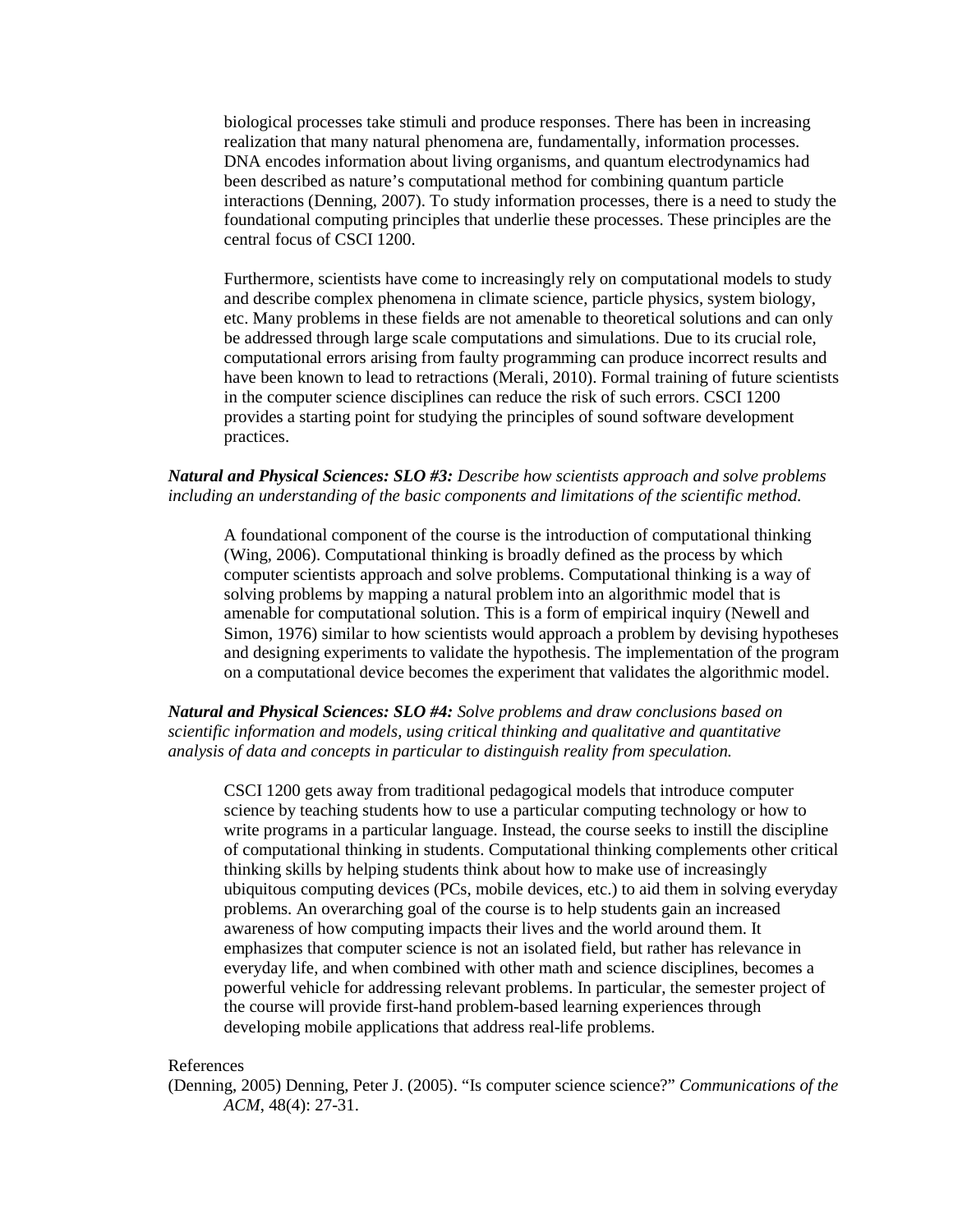biological processes take stimuli and produce responses. There has been in increasing realization that many natural phenomena are, fundamentally, information processes. DNA encodes information about living organisms, and quantum electrodynamics had been described as nature's computational method for combining quantum particle interactions (Denning, 2007). To study information processes, there is a need to study the foundational computing principles that underlie these processes. These principles are the central focus of CSCI 1200.

Furthermore, scientists have come to increasingly rely on computational models to study and describe complex phenomena in climate science, particle physics, system biology, etc. Many problems in these fields are not amenable to theoretical solutions and can only be addressed through large scale computations and simulations. Due to its crucial role, computational errors arising from faulty programming can produce incorrect results and have been known to lead to retractions (Merali, 2010). Formal training of future scientists in the computer science disciplines can reduce the risk of such errors. CSCI 1200 provides a starting point for studying the principles of sound software development practices.

***Natural and Physical Sciences: SLO #3:*** *Describe how scientists approach and solve problems including an understanding of the basic components and limitations of the scientific method.*

A foundational component of the course is the introduction of computational thinking (Wing, 2006). Computational thinking is broadly defined as the process by which computer scientists approach and solve problems. Computational thinking is a way of solving problems by mapping a natural problem into an algorithmic model that is amenable for computational solution. This is a form of empirical inquiry (Newell and Simon, 1976) similar to how scientists would approach a problem by devising hypotheses and designing experiments to validate the hypothesis. The implementation of the program on a computational device becomes the experiment that validates the algorithmic model.

***Natural and Physical Sciences: SLO #4:*** *Solve problems and draw conclusions based on scientific information and models, using critical thinking and qualitative and quantitative analysis of data and concepts in particular to distinguish reality from speculation.*

CSCI 1200 gets away from traditional pedagogical models that introduce computer science by teaching students how to use a particular computing technology or how to write programs in a particular language. Instead, the course seeks to instill the discipline of computational thinking in students. Computational thinking complements other critical thinking skills by helping students think about how to make use of increasingly ubiquitous computing devices (PCs, mobile devices, etc.) to aid them in solving everyday problems. An overarching goal of the course is to help students gain an increased awareness of how computing impacts their lives and the world around them. It emphasizes that computer science is not an isolated field, but rather has relevance in everyday life, and when combined with other math and science disciplines, becomes a powerful vehicle for addressing relevant problems. In particular, the semester project of the course will provide first-hand problem-based learning experiences through developing mobile applications that address real-life problems.

References

(Denning, 2005) Denning, Peter J. (2005). "Is computer science science?" *Communications of the ACM*, 48(4): 27-31.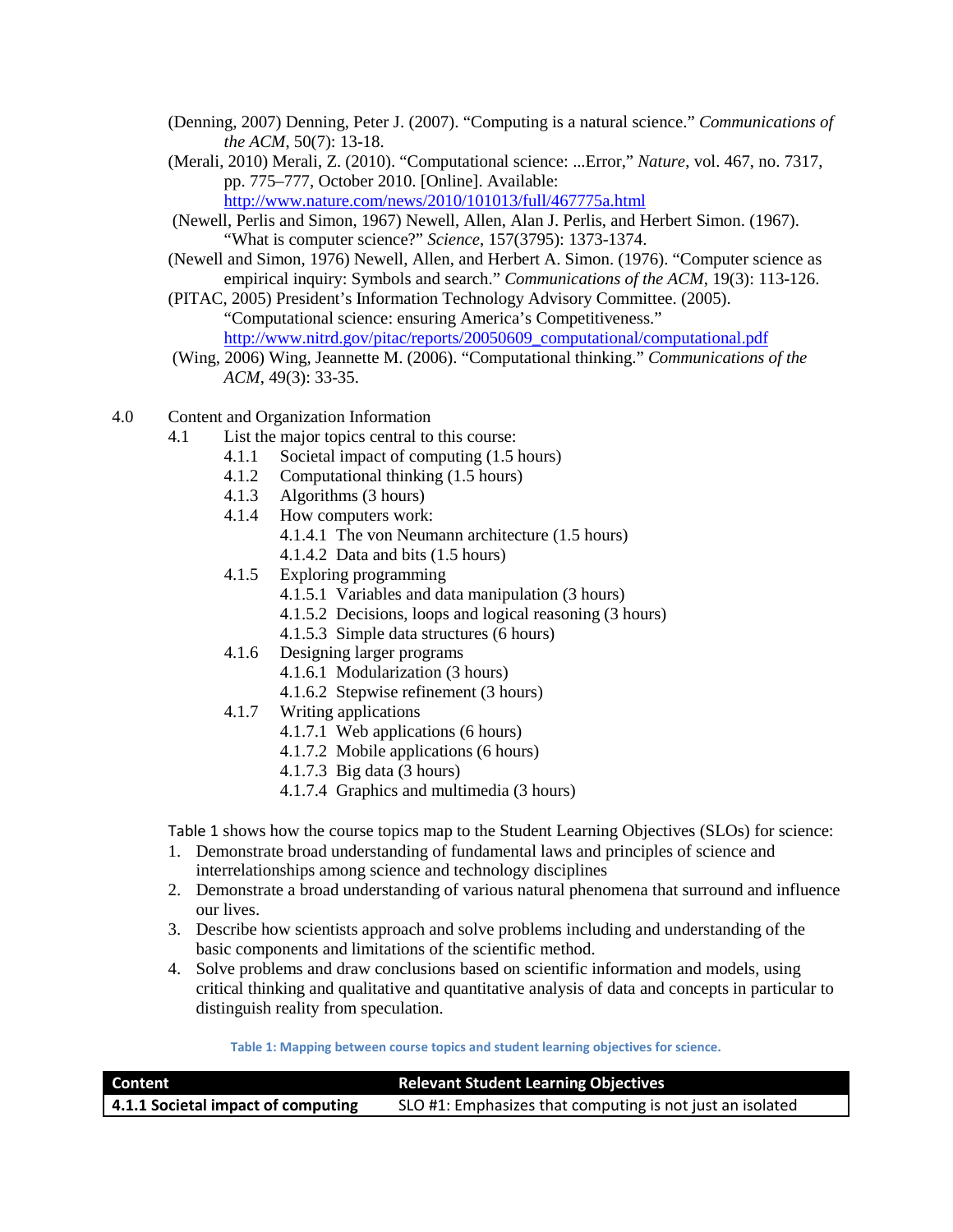(Denning, 2007) Denning, Peter J. (2007). "Computing is a natural science." *Communications of the ACM*, 50(7): 13-18.

(Merali, 2010) Merali, Z. (2010). "Computational science: ...Error," *Nature*, vol. 467, no. 7317, pp. 775–777, October 2010. [Online]. Available: http://www.nature.com/news/2010/101013/full/467775a.html

(Newell, Perlis and Simon, 1967) Newell, Allen, Alan J. Perlis, and Herbert Simon. (1967). "What is computer science?" *Science*, 157(3795): 1373-1374.

(Newell and Simon, 1976) Newell, Allen, and Herbert A. Simon. (1976). "Computer science as empirical inquiry: Symbols and search." *Communications of the ACM*, 19(3): 113-126.

(PITAC, 2005) President's Information Technology Advisory Committee. (2005). "Computational science: ensuring America's Competitiveness." http://www.nitrd.gov/pitac/reports/20050609_computational/computational.pdf

(Wing, 2006) Wing, Jeannette M. (2006). "Computational thinking." *Communications of the ACM*, 49(3): 33-35.

4.0 Content and Organization Information

4.1 List the major topics central to this course:

- 4.1.1 Societal impact of computing (1.5 hours)
- 4.1.2 Computational thinking (1.5 hours)
- 4.1.3 Algorithms (3 hours)
- 4.1.4 How computers work:
  - 4.1.4.1 The von Neumann architecture (1.5 hours)
  - 4.1.4.2 Data and bits (1.5 hours)
- 4.1.5 Exploring programming
  - 4.1.5.1 Variables and data manipulation (3 hours)
  - 4.1.5.2 Decisions, loops and logical reasoning (3 hours)
  - 4.1.5.3 Simple data structures (6 hours)
- 4.1.6 Designing larger programs
  - 4.1.6.1 Modularization (3 hours)
  - 4.1.6.2 Stepwise refinement (3 hours)
- 4.1.7 Writing applications
  - 4.1.7.1 Web applications (6 hours)
  - 4.1.7.2 Mobile applications (6 hours)
  - 4.1.7.3 Big data (3 hours)
  - 4.1.7.4 Graphics and multimedia (3 hours)

Table 1 shows how the course topics map to the Student Learning Objectives (SLOs) for science:

1. Demonstrate broad understanding of fundamental laws and principles of science and interrelationships among science and technology disciplines
2. Demonstrate a broad understanding of various natural phenomena that surround and influence our lives.
3. Describe how scientists approach and solve problems including and understanding of the basic components and limitations of the scientific method.
4. Solve problems and draw conclusions based on scientific information and models, using critical thinking and qualitative and quantitative analysis of data and concepts in particular to distinguish reality from speculation.

**Table 1: Mapping between course topics and student learning objectives for science.**

| Content | Relevant Student Learning Objectives |
|---|---|
| **4.1.1 Societal impact of computing** | SLO #1: Emphasizes that computing is not just an isolated |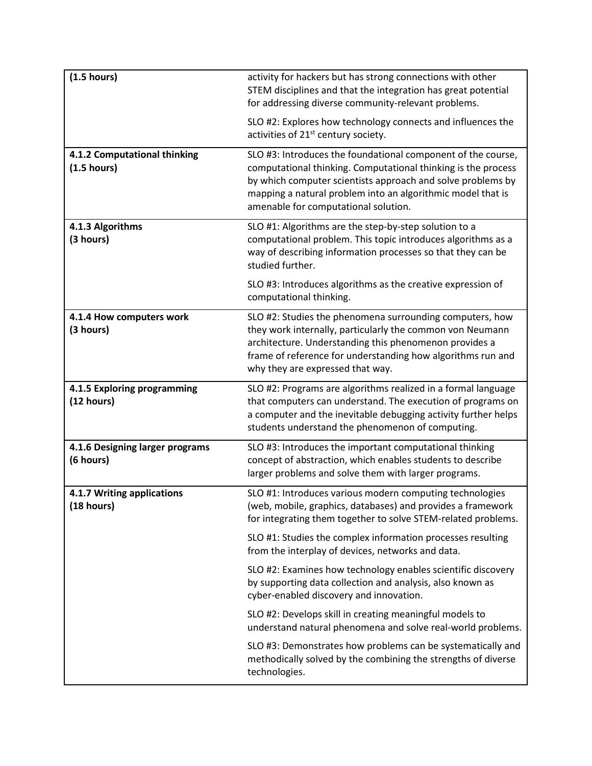| | |
|---|---|
| **(1.5 hours)** | activity for hackers but has strong connections with other STEM disciplines and that the integration has great potential for addressing diverse community-relevant problems.<br><br>SLO #2: Explores how technology connects and influences the activities of 21st century society. |
| **4.1.2 Computational thinking (1.5 hours)** | SLO #3: Introduces the foundational component of the course, computational thinking. Computational thinking is the process by which computer scientists approach and solve problems by mapping a natural problem into an algorithmic model that is amenable for computational solution. |
| **4.1.3 Algorithms (3 hours)** | SLO #1: Algorithms are the step-by-step solution to a computational problem. This topic introduces algorithms as a way of describing information processes so that they can be studied further.<br><br>SLO #3: Introduces algorithms as the creative expression of computational thinking. |
| **4.1.4 How computers work (3 hours)** | SLO #2: Studies the phenomena surrounding computers, how they work internally, particularly the common von Neumann architecture. Understanding this phenomenon provides a frame of reference for understanding how algorithms run and why they are expressed that way. |
| **4.1.5 Exploring programming (12 hours)** | SLO #2: Programs are algorithms realized in a formal language that computers can understand. The execution of programs on a computer and the inevitable debugging activity further helps students understand the phenomenon of computing. |
| **4.1.6 Designing larger programs (6 hours)** | SLO #3: Introduces the important computational thinking concept of abstraction, which enables students to describe larger problems and solve them with larger programs. |
| **4.1.7 Writing applications (18 hours)** | SLO #1: Introduces various modern computing technologies (web, mobile, graphics, databases) and provides a framework for integrating them together to solve STEM-related problems.<br><br>SLO #1: Studies the complex information processes resulting from the interplay of devices, networks and data.<br><br>SLO #2: Examines how technology enables scientific discovery by supporting data collection and analysis, also known as cyber-enabled discovery and innovation.<br><br>SLO #2: Develops skill in creating meaningful models to understand natural phenomena and solve real-world problems.<br><br>SLO #3: Demonstrates how problems can be systematically and methodically solved by the combining the strengths of diverse technologies. |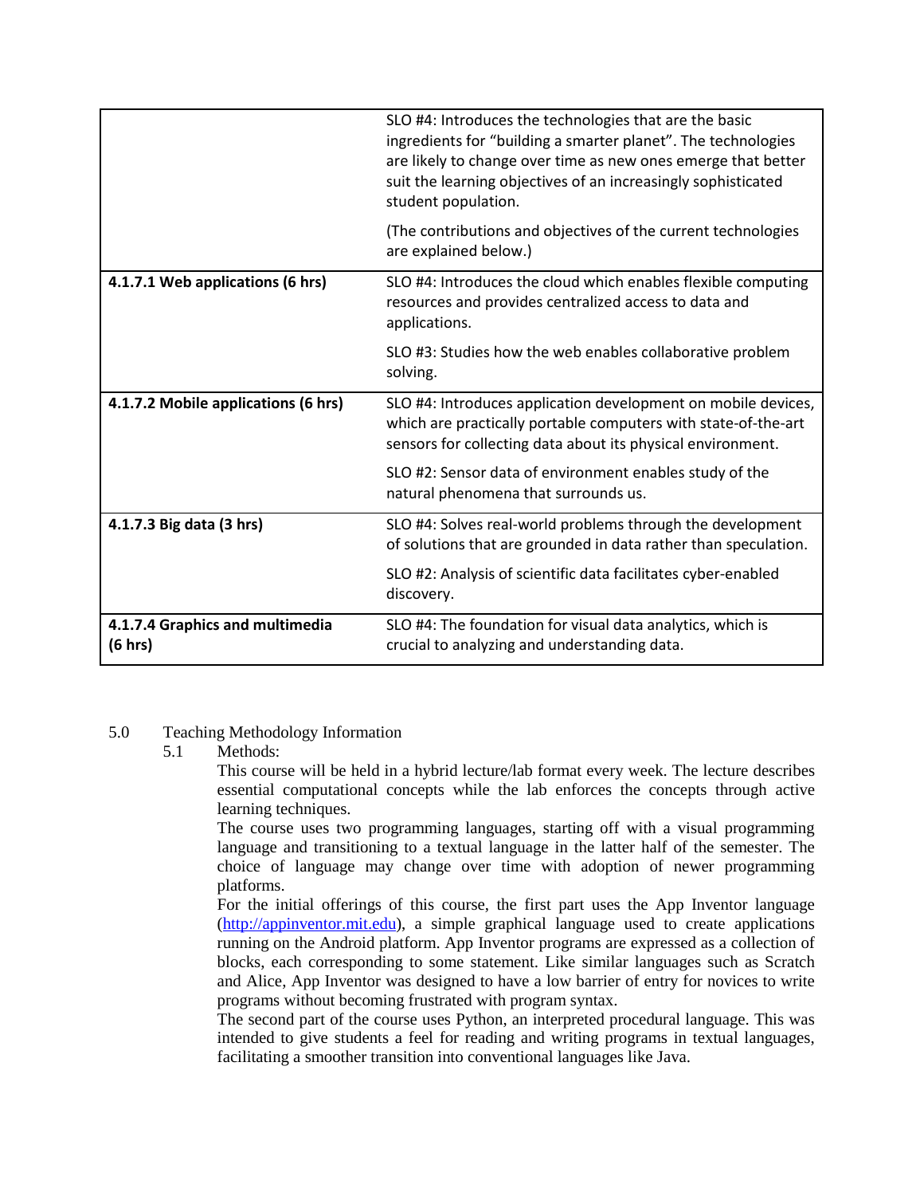| | |
|---|---|
| | SLO #4: Introduces the technologies that are the basic ingredients for “building a smarter planet”. The technologies are likely to change over time as new ones emerge that better suit the learning objectives of an increasingly sophisticated student population.<br><br>(The contributions and objectives of the current technologies are explained below.) |
| **4.1.7.1 Web applications (6 hrs)** | SLO #4: Introduces the cloud which enables flexible computing resources and provides centralized access to data and applications.<br><br>SLO #3: Studies how the web enables collaborative problem solving. |
| **4.1.7.2 Mobile applications (6 hrs)** | SLO #4: Introduces application development on mobile devices, which are practically portable computers with state-of-the-art sensors for collecting data about its physical environment.<br><br>SLO #2: Sensor data of environment enables study of the natural phenomena that surrounds us. |
| **4.1.7.3 Big data (3 hrs)** | SLO #4: Solves real-world problems through the development of solutions that are grounded in data rather than speculation.<br><br>SLO #2: Analysis of scientific data facilitates cyber-enabled discovery. |
| **4.1.7.4 Graphics and multimedia (6 hrs)** | SLO #4: The foundation for visual data analytics, which is crucial to analyzing and understanding data. |

5.0 Teaching Methodology Information

5.1 Methods:

This course will be held in a hybrid lecture/lab format every week. The lecture describes essential computational concepts while the lab enforces the concepts through active learning techniques.

The course uses two programming languages, starting off with a visual programming language and transitioning to a textual language in the latter half of the semester. The choice of language may change over time with adoption of newer programming platforms.

For the initial offerings of this course, the first part uses the App Inventor language (http://appinventor.mit.edu), a simple graphical language used to create applications running on the Android platform. App Inventor programs are expressed as a collection of blocks, each corresponding to some statement. Like similar languages such as Scratch and Alice, App Inventor was designed to have a low barrier of entry for novices to write programs without becoming frustrated with program syntax.

The second part of the course uses Python, an interpreted procedural language. This was intended to give students a feel for reading and writing programs in textual languages, facilitating a smoother transition into conventional languages like Java.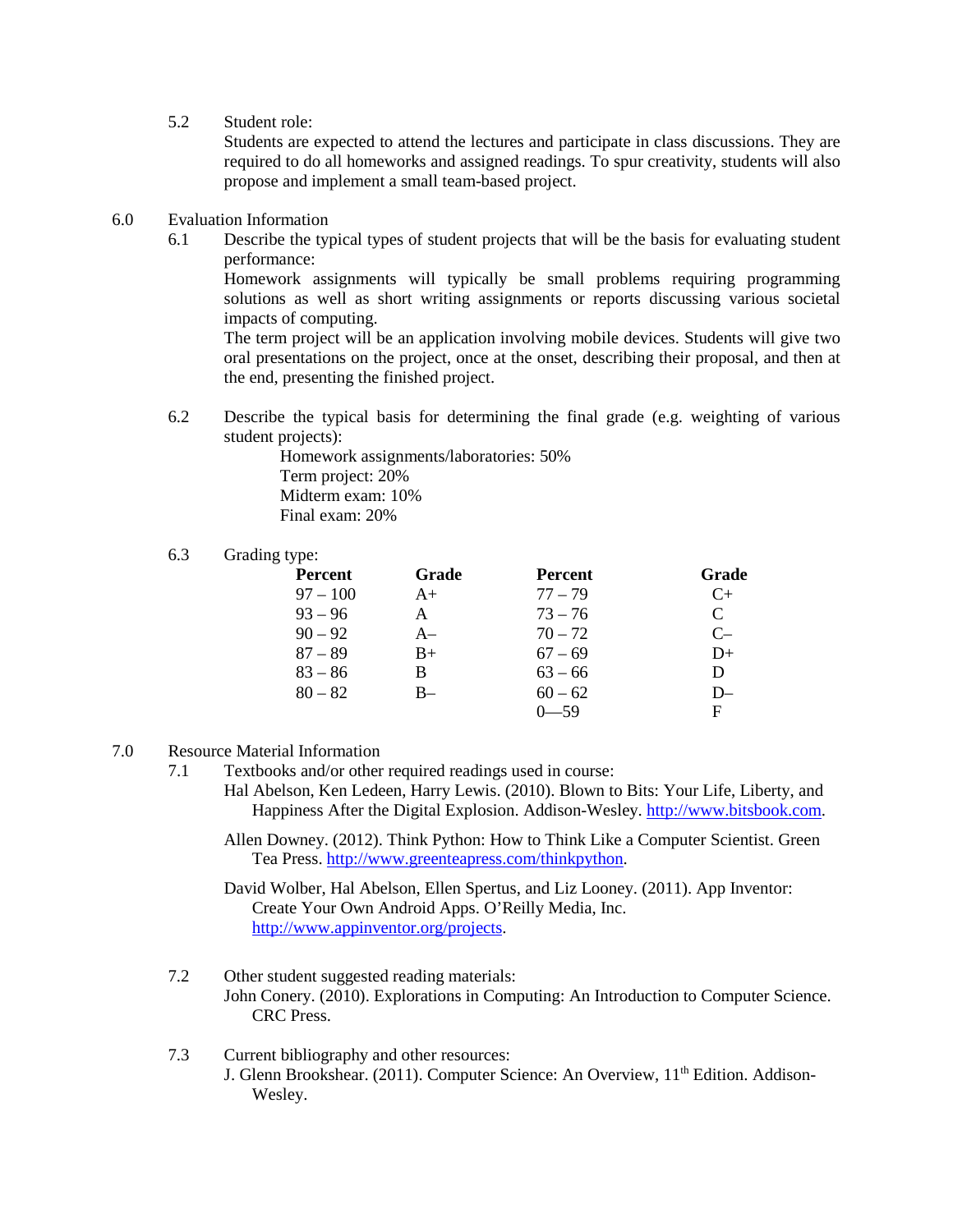5.2 Student role:
Students are expected to attend the lectures and participate in class discussions. They are required to do all homeworks and assigned readings. To spur creativity, students will also propose and implement a small team-based project.

6.0 Evaluation Information

6.1 Describe the typical types of student projects that will be the basis for evaluating student performance:
Homework assignments will typically be small problems requiring programming solutions as well as short writing assignments or reports discussing various societal impacts of computing.
The term project will be an application involving mobile devices. Students will give two oral presentations on the project, once at the onset, describing their proposal, and then at the end, presenting the finished project.

6.2 Describe the typical basis for determining the final grade (e.g. weighting of various student projects):

Homework assignments/laboratories: 50%
Term project: 20%
Midterm exam: 10%
Final exam: 20%

6.3 Grading type:

| Percent | Grade | Percent | Grade |
|---|---|---|---|
| 97 – 100 | A+ | 77 – 79 | C+ |
| 93 – 96 | A | 73 – 76 | C |
| 90 – 92 | A– | 70 – 72 | C– |
| 87 – 89 | B+ | 67 – 69 | D+ |
| 83 – 86 | B | 63 – 66 | D |
| 80 – 82 | B– | 60 – 62 | D– |
| | | 0—59 | F |

7.0 Resource Material Information

7.1 Textbooks and/or other required readings used in course:

Hal Abelson, Ken Ledeen, Harry Lewis. (2010). Blown to Bits: Your Life, Liberty, and Happiness After the Digital Explosion. Addison-Wesley. http://www.bitsbook.com.

Allen Downey. (2012). Think Python: How to Think Like a Computer Scientist. Green Tea Press. http://www.greenteapress.com/thinkpython.

David Wolber, Hal Abelson, Ellen Spertus, and Liz Looney. (2011). App Inventor: Create Your Own Android Apps. O'Reilly Media, Inc. http://www.appinventor.org/projects.

7.2 Other student suggested reading materials:
John Conery. (2010). Explorations in Computing: An Introduction to Computer Science. CRC Press.

7.3 Current bibliography and other resources:
J. Glenn Brookshear. (2011). Computer Science: An Overview, 11th Edition. Addison-Wesley.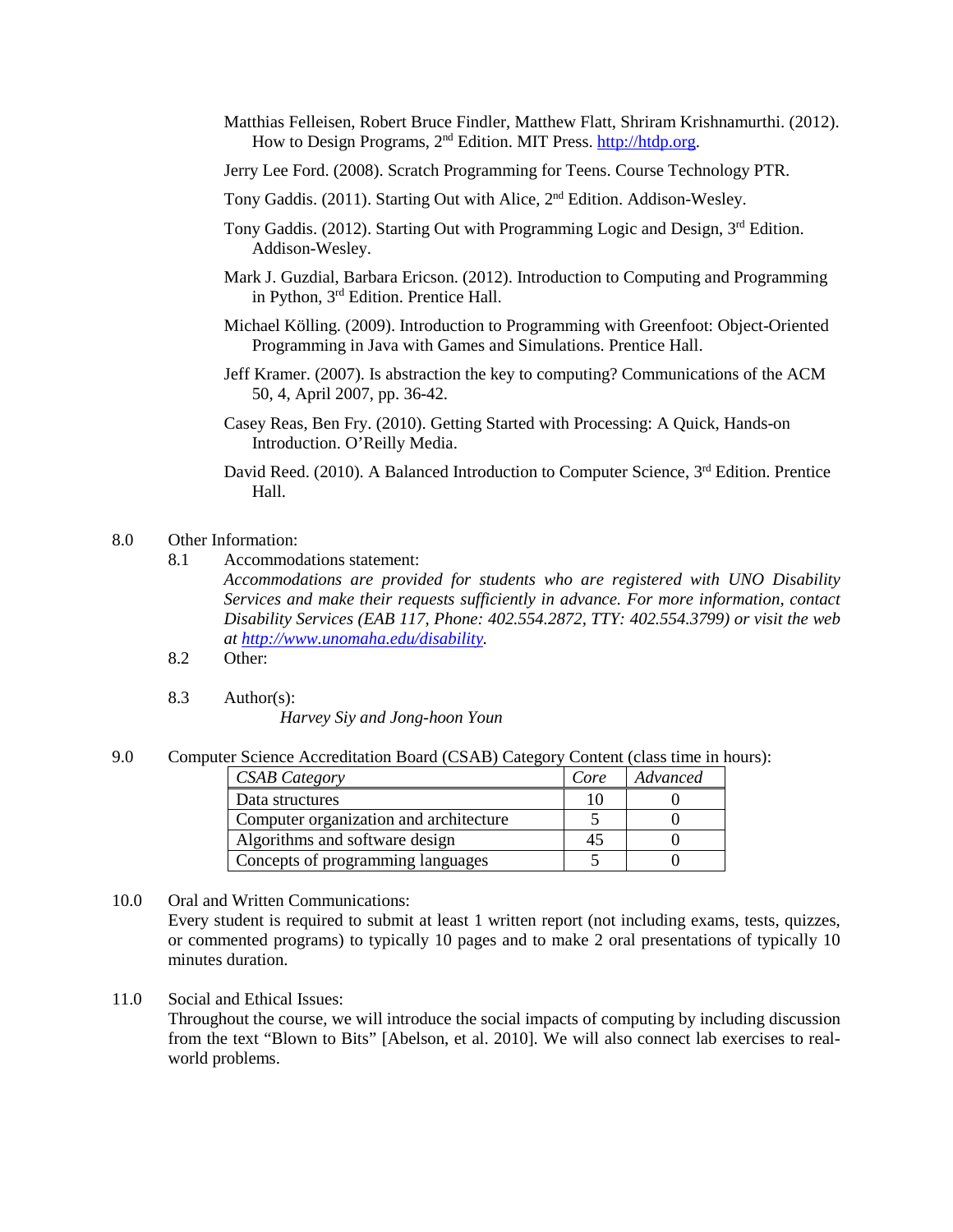Matthias Felleisen, Robert Bruce Findler, Matthew Flatt, Shriram Krishnamurthi. (2012). How to Design Programs, 2nd Edition. MIT Press. http://htdp.org.

Jerry Lee Ford. (2008). Scratch Programming for Teens. Course Technology PTR.

Tony Gaddis. (2011). Starting Out with Alice, 2nd Edition. Addison-Wesley.

Tony Gaddis. (2012). Starting Out with Programming Logic and Design, 3rd Edition. Addison-Wesley.

Mark J. Guzdial, Barbara Ericson. (2012). Introduction to Computing and Programming in Python, 3rd Edition. Prentice Hall.

Michael Kölling. (2009). Introduction to Programming with Greenfoot: Object-Oriented Programming in Java with Games and Simulations. Prentice Hall.

Jeff Kramer. (2007). Is abstraction the key to computing? Communications of the ACM 50, 4, April 2007, pp. 36-42.

Casey Reas, Ben Fry. (2010). Getting Started with Processing: A Quick, Hands-on Introduction. O'Reilly Media.

David Reed. (2010). A Balanced Introduction to Computer Science, 3rd Edition. Prentice Hall.

8.0 Other Information:

8.1 Accommodations statement:

*Accommodations are provided for students who are registered with UNO Disability Services and make their requests sufficiently in advance. For more information, contact Disability Services (EAB 117, Phone: 402.554.2872, TTY: 402.554.3799) or visit the web at http://www.unomaha.edu/disability.*

8.2 Other:

8.3 Author(s):

*Harvey Siy and Jong-hoon Youn*

9.0 Computer Science Accreditation Board (CSAB) Category Content (class time in hours):

| *CSAB Category* | *Core* | *Advanced* |
|---|---|---|
| Data structures | 10 | 0 |
| Computer organization and architecture | 5 | 0 |
| Algorithms and software design | 45 | 0 |
| Concepts of programming languages | 5 | 0 |

10.0 Oral and Written Communications:

Every student is required to submit at least 1 written report (not including exams, tests, quizzes, or commented programs) to typically 10 pages and to make 2 oral presentations of typically 10 minutes duration.

11.0 Social and Ethical Issues:

Throughout the course, we will introduce the social impacts of computing by including discussion from the text "Blown to Bits" [Abelson, et al. 2010]. We will also connect lab exercises to real-world problems.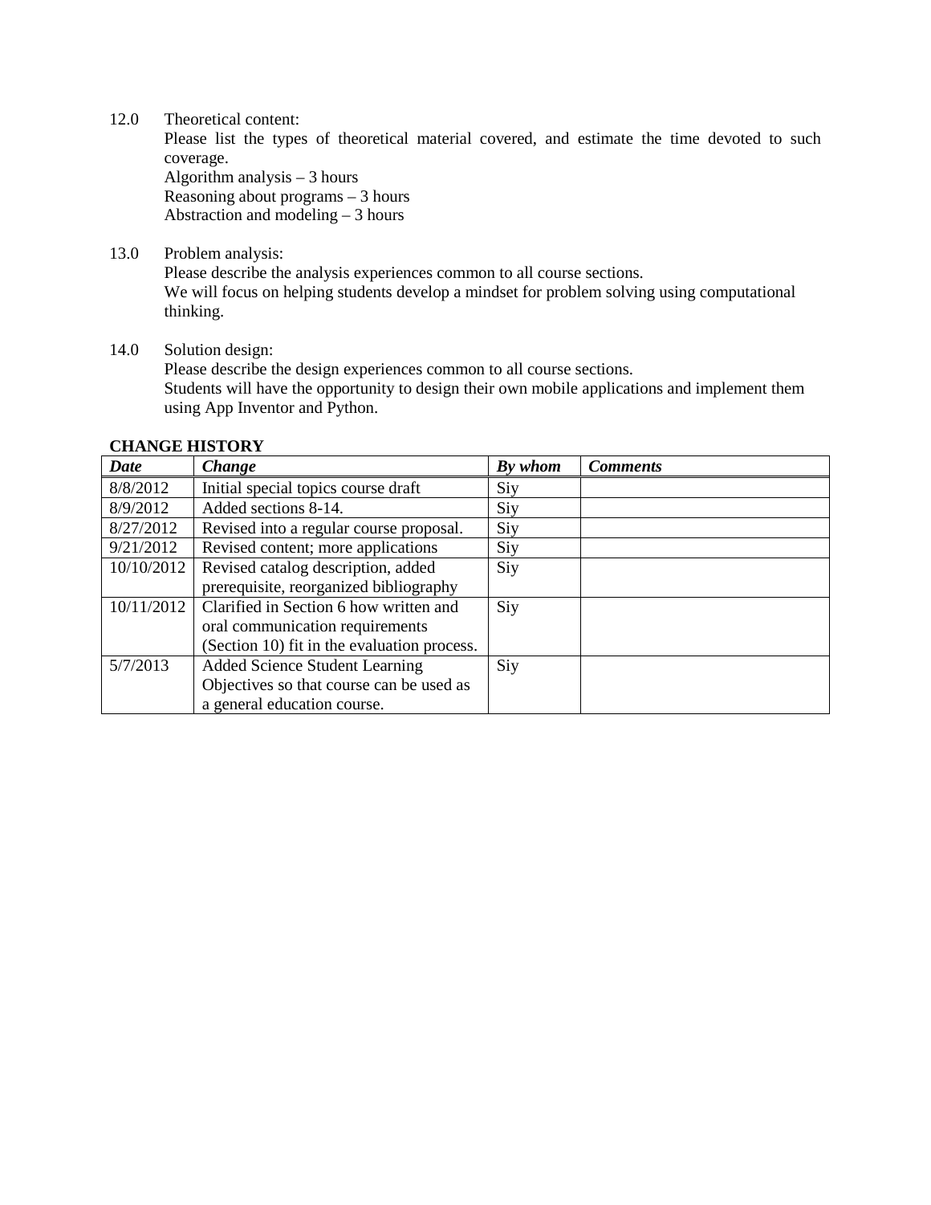12.0 Theoretical content:

Please list the types of theoretical material covered, and estimate the time devoted to such coverage.

Algorithm analysis – 3 hours
Reasoning about programs – 3 hours
Abstraction and modeling – 3 hours

13.0 Problem analysis:

Please describe the analysis experiences common to all course sections.

We will focus on helping students develop a mindset for problem solving using computational thinking.

14.0 Solution design:

Please describe the design experiences common to all course sections.

Students will have the opportunity to design their own mobile applications and implement them using App Inventor and Python.

**CHANGE HISTORY**

| ***Date*** | ***Change*** | ***By whom*** | ***Comments*** |
|---|---|---|---|
| 8/8/2012 | Initial special topics course draft | Siy | |
| 8/9/2012 | Added sections 8-14. | Siy | |
| 8/27/2012 | Revised into a regular course proposal. | Siy | |
| 9/21/2012 | Revised content; more applications | Siy | |
| 10/10/2012 | Revised catalog description, added prerequisite, reorganized bibliography | Siy | |
| 10/11/2012 | Clarified in Section 6 how written and oral communication requirements (Section 10) fit in the evaluation process. | Siy | |
| 5/7/2013 | Added Science Student Learning Objectives so that course can be used as a general education course. | Siy | |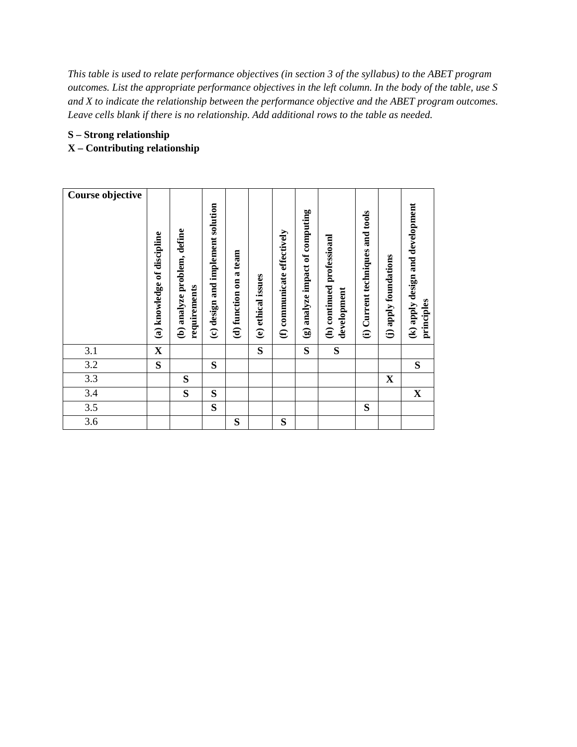*This table is used to relate performance objectives (in section 3 of the syllabus) to the ABET program outcomes. List the appropriate performance objectives in the left column. In the body of the table, use S and X to indicate the relationship between the performance objective and the ABET program outcomes. Leave cells blank if there is no relationship. Add additional rows to the table as needed.*

**S – Strong relationship**
**X – Contributing relationship**

| **Course objective** | **(a) knowledge of discipline** | **(b) analyze problem, define requirements** | **(c) design and implement solution** | **(d) function on a team** | **(e) ethical issues** | **(f) communicate effectively** | **(g) analyze impact of computing** | **(h) continued professioanl development** | **(i) Current techniques and tools** | **(j) apply foundations** | **(k) apply design and development principles** |
|---|---|---|---|---|---|---|---|---|---|---|---|
| 3.1 | **X** | | | | **S** | | **S** | **S** | | | |
| 3.2 | **S** | | **S** | | | | | | | | **S** |
| 3.3 | | **S** | | | | | | | | **X** | |
| 3.4 | | **S** | **S** | | | | | | | | **X** |
| 3.5 | | | **S** | | | | | | **S** | | |
| 3.6 | | | | **S** | | **S** | | | | | |